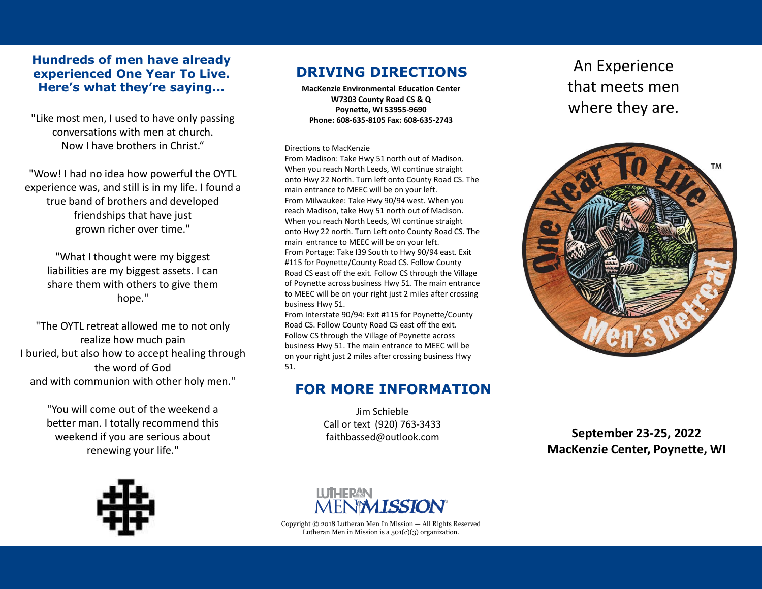**Hundreds of men have already experienced One Year To Live. Here's what they're saying…**

"Like most men, I used to have only passing conversations with men at church. Now I have brothers in Christ."

"Wow! I had no idea how powerful the OYTL experience was, and still is in my life. I found a true band of brothers and developed friendships that have just grown richer over time."

"What I thought were my biggest liabilities are my biggest assets. I can share them with others to give them hope."

"The OYTL retreat allowed me to not only realize how much pain I buried, but also how to accept healing through the word of God and with communion with other holy men."

"You will come out of the weekend a better man. I totally recommend this weekend if you are serious about renewing your life."

## DRIVING DIRECTIONS

**MacKenzie Environmental Education Center**
**W7303 County Road CS & Q**
**Poynette, WI 53955-9690**
**Phone: 608-635-8105 Fax: 608-635-2743**

Directions to MacKenzie

From Madison: Take Hwy 51 north out of Madison. When you reach North Leeds, WI continue straight onto Hwy 22 North. Turn left onto County Road CS. The main entrance to MEEC will be on your left.

From Milwaukee: Take Hwy 90/94 west. When you reach Madison, take Hwy 51 north out of Madison. When you reach North Leeds, WI continue straight onto Hwy 22 north. Turn Left onto County Road CS. The main entrance to MEEC will be on your left.

From Portage: Take I39 South to Hwy 90/94 east. Exit #115 for Poynette/County Road CS. Follow County Road CS east off the exit. Follow CS through the Village of Poynette across business Hwy 51. The main entrance to MEEC will be on your right just 2 miles after crossing business Hwy 51.

From Interstate 90/94: Exit #115 for Poynette/County Road CS. Follow County Road CS east off the exit. Follow CS through the Village of Poynette across business Hwy 51. The main entrance to MEEC will be on your right just 2 miles after crossing business Hwy 51.

## FOR MORE INFORMATION

Jim Schieble
Call or text (920) 763-3433
faithbassed@outlook.com

LUTHERAN MEN IN MISSION

Copyright © 2018 Lutheran Men In Mission — All Rights Reserved
Lutheran Men in Mission is a 501(c)(3) organization.

An Experience that meets men where they are.

One Year To Live Men's Retreat™

**September 23-25, 2022**
**MacKenzie Center, Poynette, WI**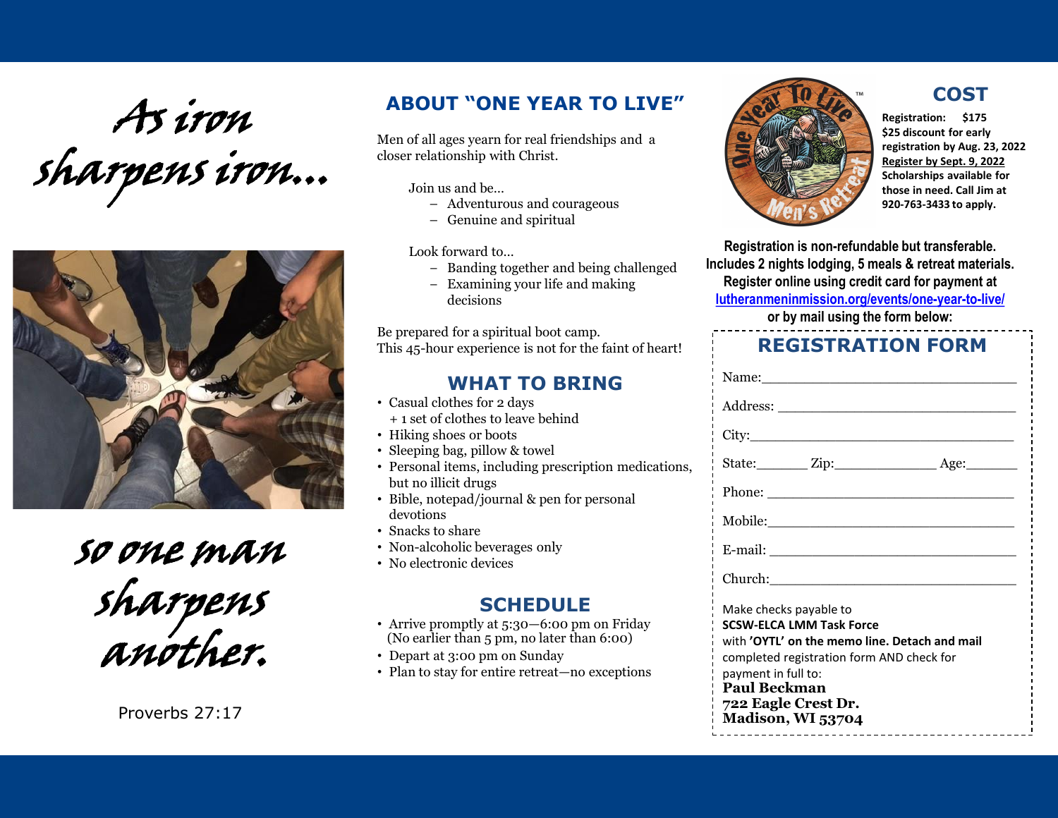*As iron sharpens iron...*

*so one man sharpens another.*

Proverbs 27:17

## ABOUT "ONE YEAR TO LIVE"

Men of all ages yearn for real friendships and a closer relationship with Christ.

Join us and be...
- Adventurous and courageous
- Genuine and spiritual

Look forward to...
- Banding together and being challenged
- Examining your life and making decisions

Be prepared for a spiritual boot camp.
This 45-hour experience is not for the faint of heart!

## WHAT TO BRING

- Casual clothes for 2 days
  + 1 set of clothes to leave behind
- Hiking shoes or boots
- Sleeping bag, pillow & towel
- Personal items, including prescription medications, but no illicit drugs
- Bible, notepad/journal & pen for personal devotions
- Snacks to share
- Non-alcoholic beverages only
- No electronic devices

## SCHEDULE

- Arrive promptly at 5:30—6:00 pm on Friday (No earlier than 5 pm, no later than 6:00)
- Depart at 3:00 pm on Sunday
- Plan to stay for entire retreat—no exceptions

## COST

**Registration: $175**
**$25 discount for early registration by Aug. 23, 2022**
**Register by Sept. 9, 2022**
**Scholarships available for those in need. Call Jim at 920-763-3433 to apply.**

**Registration is non-refundable but transferable.**
**Includes 2 nights lodging, 5 meals & retreat materials.**
**Register online using credit card for payment at**
**lutheranmeninmission.org/events/one-year-to-live/**
**or by mail using the form below:**

## REGISTRATION FORM

Name:\_\_\_\_\_\_\_\_\_\_\_\_\_\_\_\_\_\_\_\_\_\_\_\_\_\_\_\_\_\_

Address: \_\_\_\_\_\_\_\_\_\_\_\_\_\_\_\_\_\_\_\_\_\_\_\_\_\_\_\_

City:\_\_\_\_\_\_\_\_\_\_\_\_\_\_\_\_\_\_\_\_\_\_\_\_\_\_\_\_\_\_\_

State:\_\_\_\_\_\_ Zip:\_\_\_\_\_\_\_\_\_\_\_\_ Age:\_\_\_\_\_\_

Phone: \_\_\_\_\_\_\_\_\_\_\_\_\_\_\_\_\_\_\_\_\_\_\_\_\_\_\_\_\_

Mobile:\_\_\_\_\_\_\_\_\_\_\_\_\_\_\_\_\_\_\_\_\_\_\_\_\_\_\_\_\_

E-mail: \_\_\_\_\_\_\_\_\_\_\_\_\_\_\_\_\_\_\_\_\_\_\_\_\_\_\_\_\_

Church:\_\_\_\_\_\_\_\_\_\_\_\_\_\_\_\_\_\_\_\_\_\_\_\_\_\_\_\_\_

Make checks payable to
**SCSW-ELCA LMM Task Force**
with **'OYTL' on the memo line. Detach and mail** completed registration form AND check for payment in full to:
**Paul Beckman**
**722 Eagle Crest Dr.**
**Madison, WI 53704**